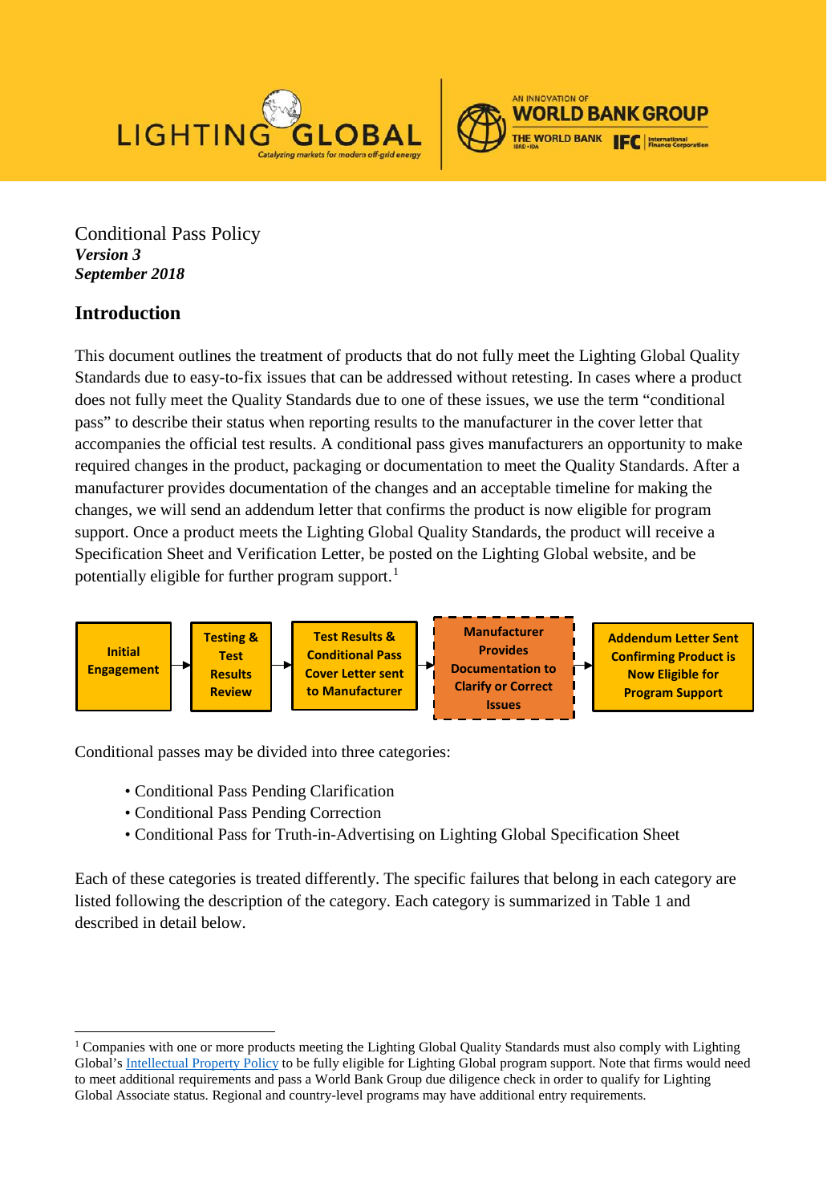Conditional Pass Policy
***Version 3***
***September 2018***

## Introduction

This document outlines the treatment of products that do not fully meet the Lighting Global Quality Standards due to easy-to-fix issues that can be addressed without retesting. In cases where a product does not fully meet the Quality Standards due to one of these issues, we use the term "conditional pass" to describe their status when reporting results to the manufacturer in the cover letter that accompanies the official test results. A conditional pass gives manufacturers an opportunity to make required changes in the product, packaging or documentation to meet the Quality Standards. After a manufacturer provides documentation of the changes and an acceptable timeline for making the changes, we will send an addendum letter that confirms the product is now eligible for program support. Once a product meets the Lighting Global Quality Standards, the product will receive a Specification Sheet and Verification Letter, be posted on the Lighting Global website, and be potentially eligible for further program support.[1]

**Initial Engagement** → **Testing & Test Results Review** → **Test Results & Conditional Pass Cover Letter sent to Manufacturer** → **Manufacturer Provides Documentation to Clarify or Correct Issues** → **Addendum Letter Sent Confirming Product is Now Eligible for Program Support**

Conditional passes may be divided into three categories:

- Conditional Pass Pending Clarification
- Conditional Pass Pending Correction
- Conditional Pass for Truth-in-Advertising on Lighting Global Specification Sheet

Each of these categories is treated differently. The specific failures that belong in each category are listed following the description of the category. Each category is summarized in Table 1 and described in detail below.

---

[1] Companies with one or more products meeting the Lighting Global Quality Standards must also comply with Lighting Global's Intellectual Property Policy to be fully eligible for Lighting Global program support. Note that firms would need to meet additional requirements and pass a World Bank Group due diligence check in order to qualify for Lighting Global Associate status. Regional and country-level programs may have additional entry requirements.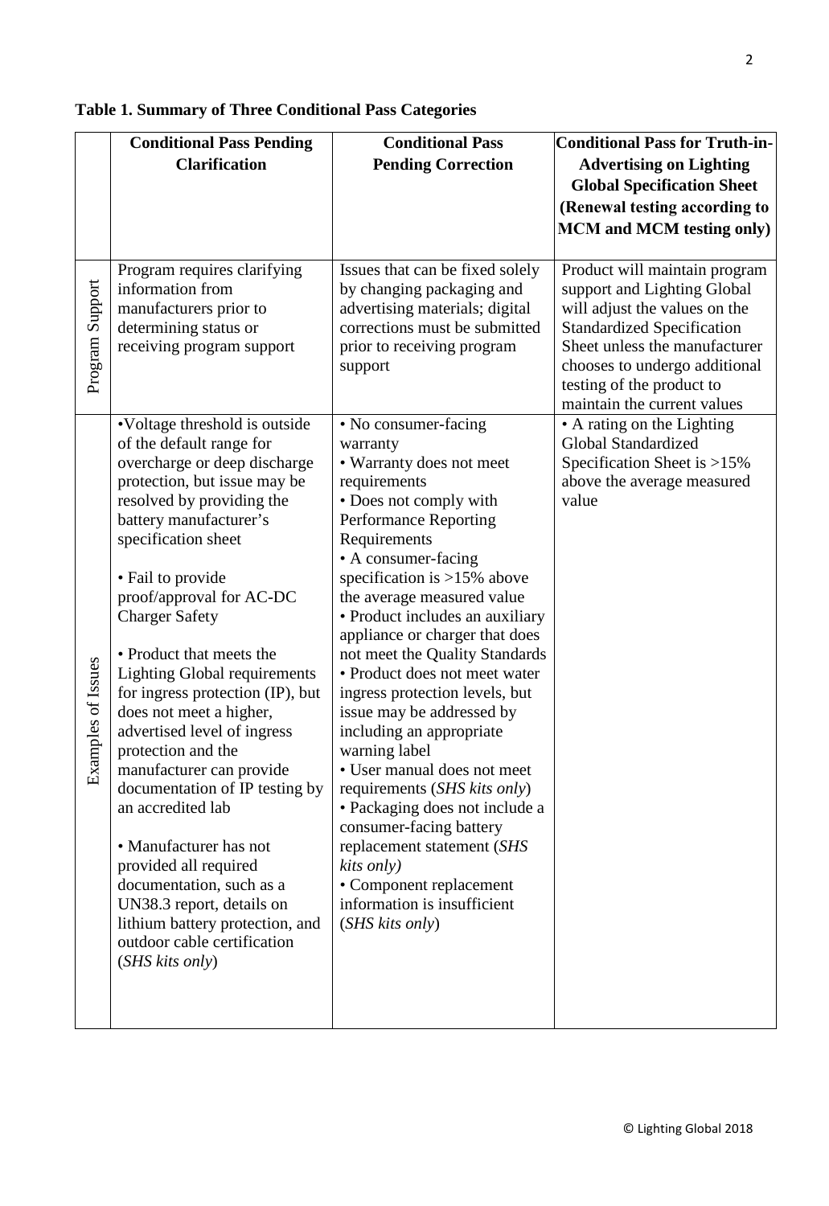**Table 1. Summary of Three Conditional Pass Categories**

| | Conditional Pass Pending Clarification | Conditional Pass Pending Correction | Conditional Pass for Truth-in-Advertising on Lighting Global Specification Sheet (Renewal testing according to MCM and MCM testing only) |
|---|---|---|---|
| Program Support | Program requires clarifying information from manufacturers prior to determining status or receiving program support | Issues that can be fixed solely by changing packaging and advertising materials; digital corrections must be submitted prior to receiving program support | Product will maintain program support and Lighting Global will adjust the values on the Standardized Specification Sheet unless the manufacturer chooses to undergo additional testing of the product to maintain the current values |
| Examples of Issues | •Voltage threshold is outside of the default range for overcharge or deep discharge protection, but issue may be resolved by providing the battery manufacturer's specification sheet<br><br>• Fail to provide proof/approval for AC-DC Charger Safety<br><br>• Product that meets the Lighting Global requirements for ingress protection (IP), but does not meet a higher, advertised level of ingress protection and the manufacturer can provide documentation of IP testing by an accredited lab<br><br>• Manufacturer has not provided all required documentation, such as a UN38.3 report, details on lithium battery protection, and outdoor cable certification (*SHS kits only*) | • No consumer-facing warranty<br>• Warranty does not meet requirements<br>• Does not comply with Performance Reporting Requirements<br>• A consumer-facing specification is >15% above the average measured value<br>• Product includes an auxiliary appliance or charger that does not meet the Quality Standards<br>• Product does not meet water ingress protection levels, but issue may be addressed by including an appropriate warning label<br>• User manual does not meet requirements (*SHS kits only*)<br>• Packaging does not include a consumer-facing battery replacement statement (*SHS kits only)*<br>• Component replacement information is insufficient (*SHS kits only*) | • A rating on the Lighting Global Standardized Specification Sheet is >15% above the average measured value |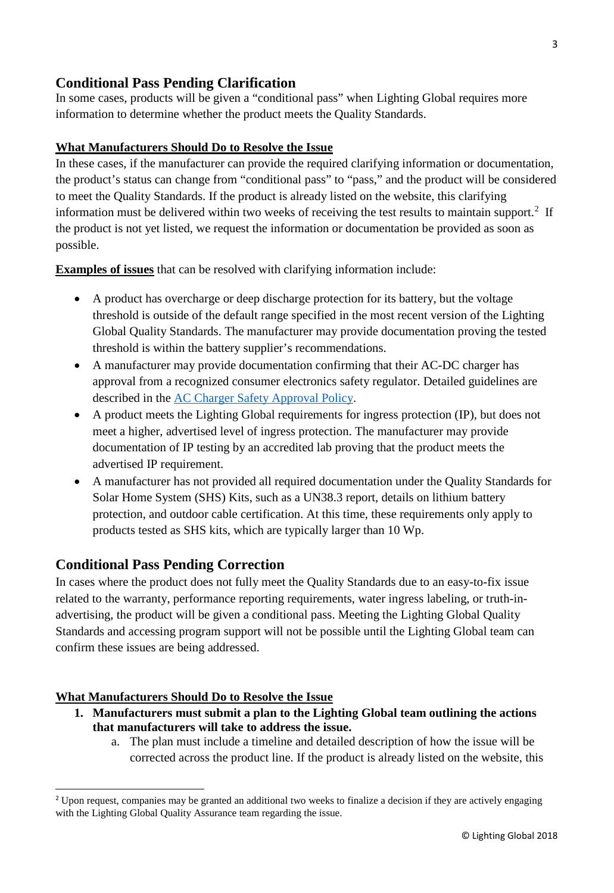## Conditional Pass Pending Clarification

In some cases, products will be given a "conditional pass" when Lighting Global requires more information to determine whether the product meets the Quality Standards.

**What Manufacturers Should Do to Resolve the Issue**

In these cases, if the manufacturer can provide the required clarifying information or documentation, the product's status can change from "conditional pass" to "pass," and the product will be considered to meet the Quality Standards. If the product is already listed on the website, this clarifying information must be delivered within two weeks of receiving the test results to maintain support.[2] If the product is not yet listed, we request the information or documentation be provided as soon as possible.

**Examples of issues** that can be resolved with clarifying information include:

- A product has overcharge or deep discharge protection for its battery, but the voltage threshold is outside of the default range specified in the most recent version of the Lighting Global Quality Standards. The manufacturer may provide documentation proving the tested threshold is within the battery supplier's recommendations.
- A manufacturer may provide documentation confirming that their AC-DC charger has approval from a recognized consumer electronics safety regulator. Detailed guidelines are described in the AC Charger Safety Approval Policy.
- A product meets the Lighting Global requirements for ingress protection (IP), but does not meet a higher, advertised level of ingress protection. The manufacturer may provide documentation of IP testing by an accredited lab proving that the product meets the advertised IP requirement.
- A manufacturer has not provided all required documentation under the Quality Standards for Solar Home System (SHS) Kits, such as a UN38.3 report, details on lithium battery protection, and outdoor cable certification. At this time, these requirements only apply to products tested as SHS kits, which are typically larger than 10 Wp.

## Conditional Pass Pending Correction

In cases where the product does not fully meet the Quality Standards due to an easy-to-fix issue related to the warranty, performance reporting requirements, water ingress labeling, or truth-in-advertising, the product will be given a conditional pass. Meeting the Lighting Global Quality Standards and accessing program support will not be possible until the Lighting Global team can confirm these issues are being addressed.

**What Manufacturers Should Do to Resolve the Issue**

1. **Manufacturers must submit a plan to the Lighting Global team outlining the actions that manufacturers will take to address the issue.**
   a. The plan must include a timeline and detailed description of how the issue will be corrected across the product line. If the product is already listed on the website, this

[2] Upon request, companies may be granted an additional two weeks to finalize a decision if they are actively engaging with the Lighting Global Quality Assurance team regarding the issue.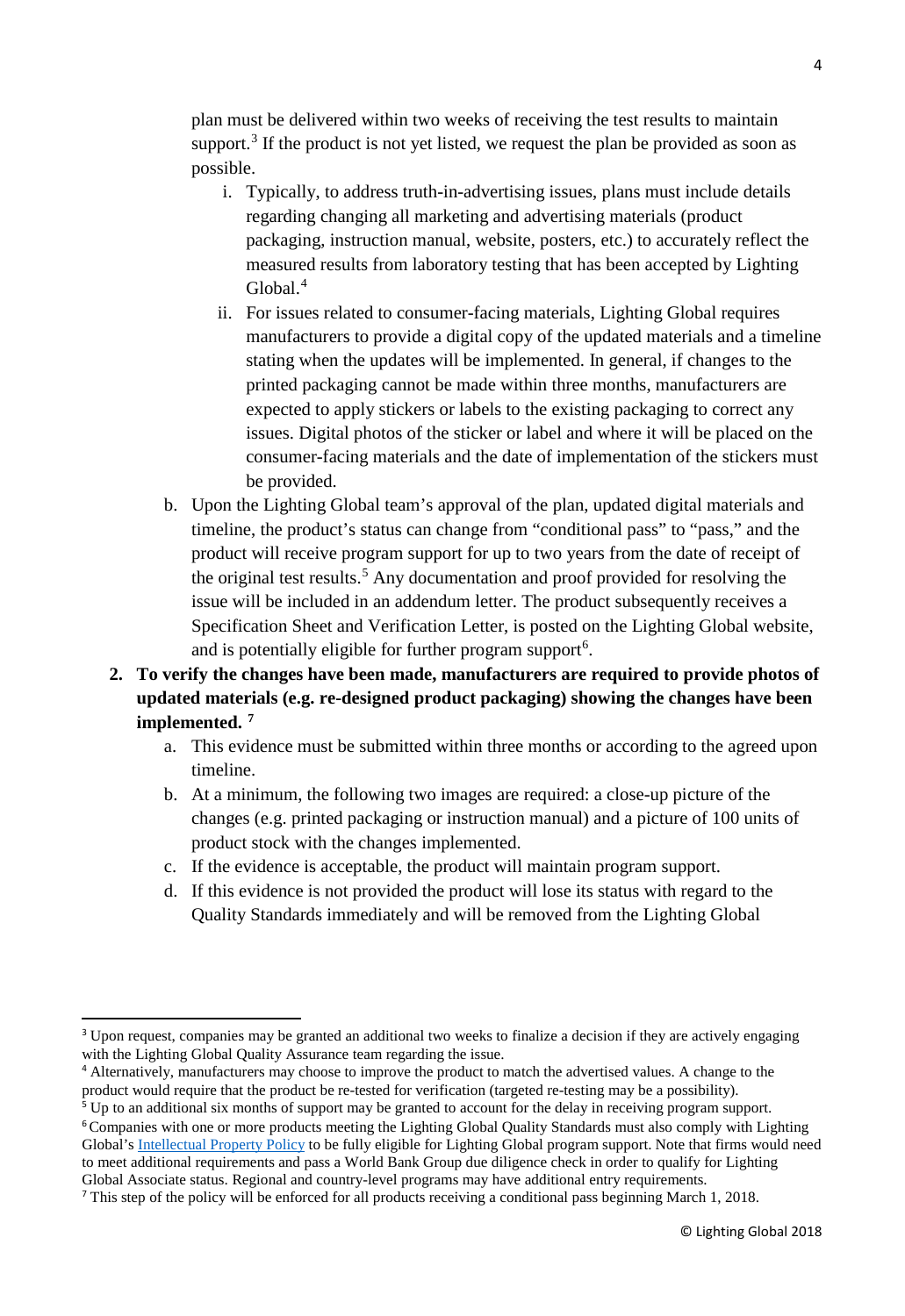plan must be delivered within two weeks of receiving the test results to maintain support.[3] If the product is not yet listed, we request the plan be provided as soon as possible.

   i. Typically, to address truth-in-advertising issues, plans must include details regarding changing all marketing and advertising materials (product packaging, instruction manual, website, posters, etc.) to accurately reflect the measured results from laboratory testing that has been accepted by Lighting Global.[4]

   ii. For issues related to consumer-facing materials, Lighting Global requires manufacturers to provide a digital copy of the updated materials and a timeline stating when the updates will be implemented. In general, if changes to the printed packaging cannot be made within three months, manufacturers are expected to apply stickers or labels to the existing packaging to correct any issues. Digital photos of the sticker or label and where it will be placed on the consumer-facing materials and the date of implementation of the stickers must be provided.

b. Upon the Lighting Global team's approval of the plan, updated digital materials and timeline, the product's status can change from "conditional pass" to "pass," and the product will receive program support for up to two years from the date of receipt of the original test results.[5] Any documentation and proof provided for resolving the issue will be included in an addendum letter. The product subsequently receives a Specification Sheet and Verification Letter, is posted on the Lighting Global website, and is potentially eligible for further program support[6].

2. **To verify the changes have been made, manufacturers are required to provide photos of updated materials (e.g. re-designed product packaging) showing the changes have been implemented.** [7]

   a. This evidence must be submitted within three months or according to the agreed upon timeline.

   b. At a minimum, the following two images are required: a close-up picture of the changes (e.g. printed packaging or instruction manual) and a picture of 100 units of product stock with the changes implemented.

   c. If the evidence is acceptable, the product will maintain program support.

   d. If this evidence is not provided the product will lose its status with regard to the Quality Standards immediately and will be removed from the Lighting Global

---

[3] Upon request, companies may be granted an additional two weeks to finalize a decision if they are actively engaging with the Lighting Global Quality Assurance team regarding the issue.

[4] Alternatively, manufacturers may choose to improve the product to match the advertised values. A change to the product would require that the product be re-tested for verification (targeted re-testing may be a possibility).

[5] Up to an additional six months of support may be granted to account for the delay in receiving program support.

[6] Companies with one or more products meeting the Lighting Global Quality Standards must also comply with Lighting Global's Intellectual Property Policy to be fully eligible for Lighting Global program support. Note that firms would need to meet additional requirements and pass a World Bank Group due diligence check in order to qualify for Lighting Global Associate status. Regional and country-level programs may have additional entry requirements.

[7] This step of the policy will be enforced for all products receiving a conditional pass beginning March 1, 2018.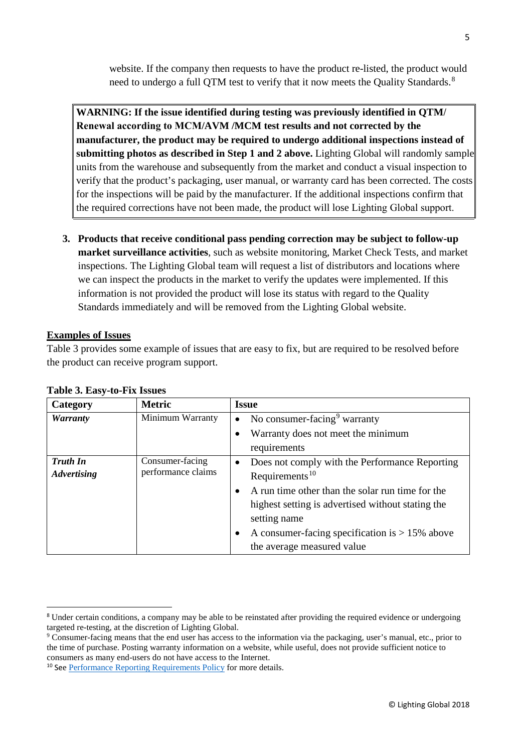website. If the company then requests to have the product re-listed, the product would need to undergo a full QTM test to verify that it now meets the Quality Standards.[8]

> **WARNING: If the issue identified during testing was previously identified in QTM/ Renewal according to MCM/AVM /MCM test results and not corrected by the manufacturer, the product may be required to undergo additional inspections instead of submitting photos as described in Step 1 and 2 above.** Lighting Global will randomly sample units from the warehouse and subsequently from the market and conduct a visual inspection to verify that the product's packaging, user manual, or warranty card has been corrected. The costs for the inspections will be paid by the manufacturer. If the additional inspections confirm that the required corrections have not been made, the product will lose Lighting Global support.

3. **Products that receive conditional pass pending correction may be subject to follow-up market surveillance activities**, such as website monitoring, Market Check Tests, and market inspections. The Lighting Global team will request a list of distributors and locations where we can inspect the products in the market to verify the updates were implemented. If this information is not provided the product will lose its status with regard to the Quality Standards immediately and will be removed from the Lighting Global website.

**Examples of Issues**

Table 3 provides some example of issues that are easy to fix, but are required to be resolved before the product can receive program support.

**Table 3. Easy-to-Fix Issues**

| Category | Metric | Issue |
|---|---|---|
| ***Warranty*** | Minimum Warranty | • No consumer-facing[9] warranty<br>• Warranty does not meet the minimum requirements |
| ***Truth In Advertising*** | Consumer-facing performance claims | • Does not comply with the Performance Reporting Requirements[10]<br>• A run time other than the solar run time for the highest setting is advertised without stating the setting name<br>• A consumer-facing specification is > 15% above the average measured value |

[8] Under certain conditions, a company may be able to be reinstated after providing the required evidence or undergoing targeted re-testing, at the discretion of Lighting Global.

[9] Consumer-facing means that the end user has access to the information via the packaging, user's manual, etc., prior to the time of purchase. Posting warranty information on a website, while useful, does not provide sufficient notice to consumers as many end-users do not have access to the Internet.

[10] See Performance Reporting Requirements Policy for more details.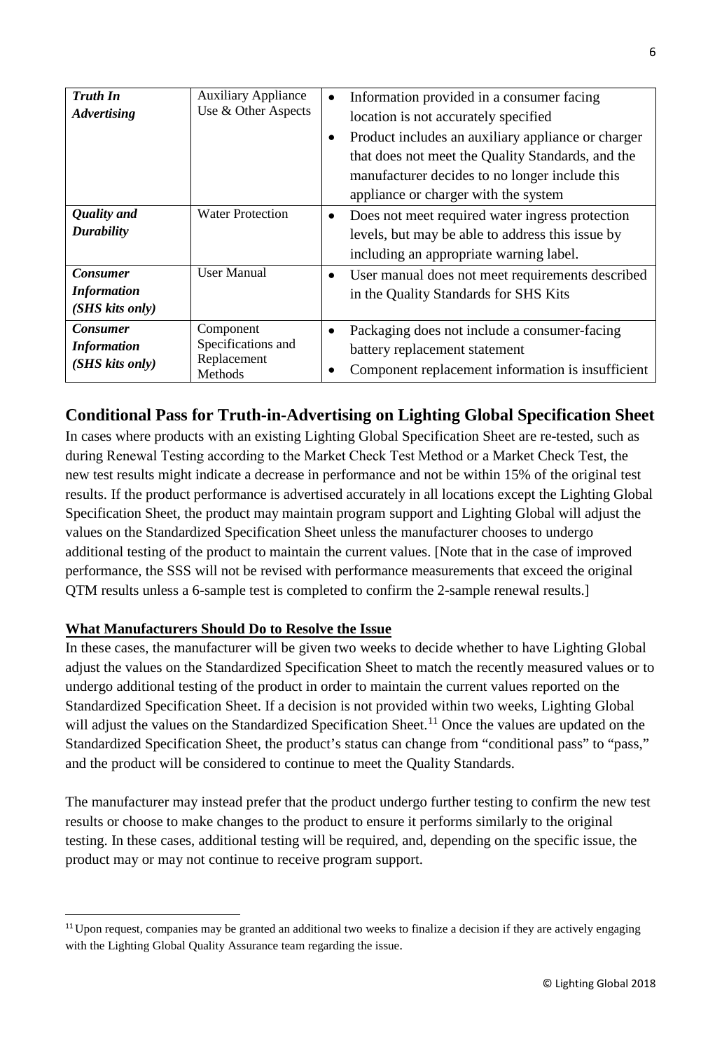| | | |
|---|---|---|
| ***Truth In Advertising*** | Auxiliary Appliance Use & Other Aspects | • Information provided in a consumer facing location is not accurately specified<br>• Product includes an auxiliary appliance or charger that does not meet the Quality Standards, and the manufacturer decides to no longer include this appliance or charger with the system |
| ***Quality and Durability*** | Water Protection | • Does not meet required water ingress protection levels, but may be able to address this issue by including an appropriate warning label. |
| ***Consumer Information (SHS kits only)*** | User Manual | • User manual does not meet requirements described in the Quality Standards for SHS Kits |
| ***Consumer Information (SHS kits only)*** | Component Specifications and Replacement Methods | • Packaging does not include a consumer-facing battery replacement statement<br>• Component replacement information is insufficient |

## Conditional Pass for Truth-in-Advertising on Lighting Global Specification Sheet

In cases where products with an existing Lighting Global Specification Sheet are re-tested, such as during Renewal Testing according to the Market Check Test Method or a Market Check Test, the new test results might indicate a decrease in performance and not be within 15% of the original test results. If the product performance is advertised accurately in all locations except the Lighting Global Specification Sheet, the product may maintain program support and Lighting Global will adjust the values on the Standardized Specification Sheet unless the manufacturer chooses to undergo additional testing of the product to maintain the current values. [Note that in the case of improved performance, the SSS will not be revised with performance measurements that exceed the original QTM results unless a 6-sample test is completed to confirm the 2-sample renewal results.]

**What Manufacturers Should Do to Resolve the Issue**

In these cases, the manufacturer will be given two weeks to decide whether to have Lighting Global adjust the values on the Standardized Specification Sheet to match the recently measured values or to undergo additional testing of the product in order to maintain the current values reported on the Standardized Specification Sheet. If a decision is not provided within two weeks, Lighting Global will adjust the values on the Standardized Specification Sheet.[11] Once the values are updated on the Standardized Specification Sheet, the product's status can change from "conditional pass" to "pass," and the product will be considered to continue to meet the Quality Standards.

The manufacturer may instead prefer that the product undergo further testing to confirm the new test results or choose to make changes to the product to ensure it performs similarly to the original testing. In these cases, additional testing will be required, and, depending on the specific issue, the product may or may not continue to receive program support.

[11] Upon request, companies may be granted an additional two weeks to finalize a decision if they are actively engaging with the Lighting Global Quality Assurance team regarding the issue.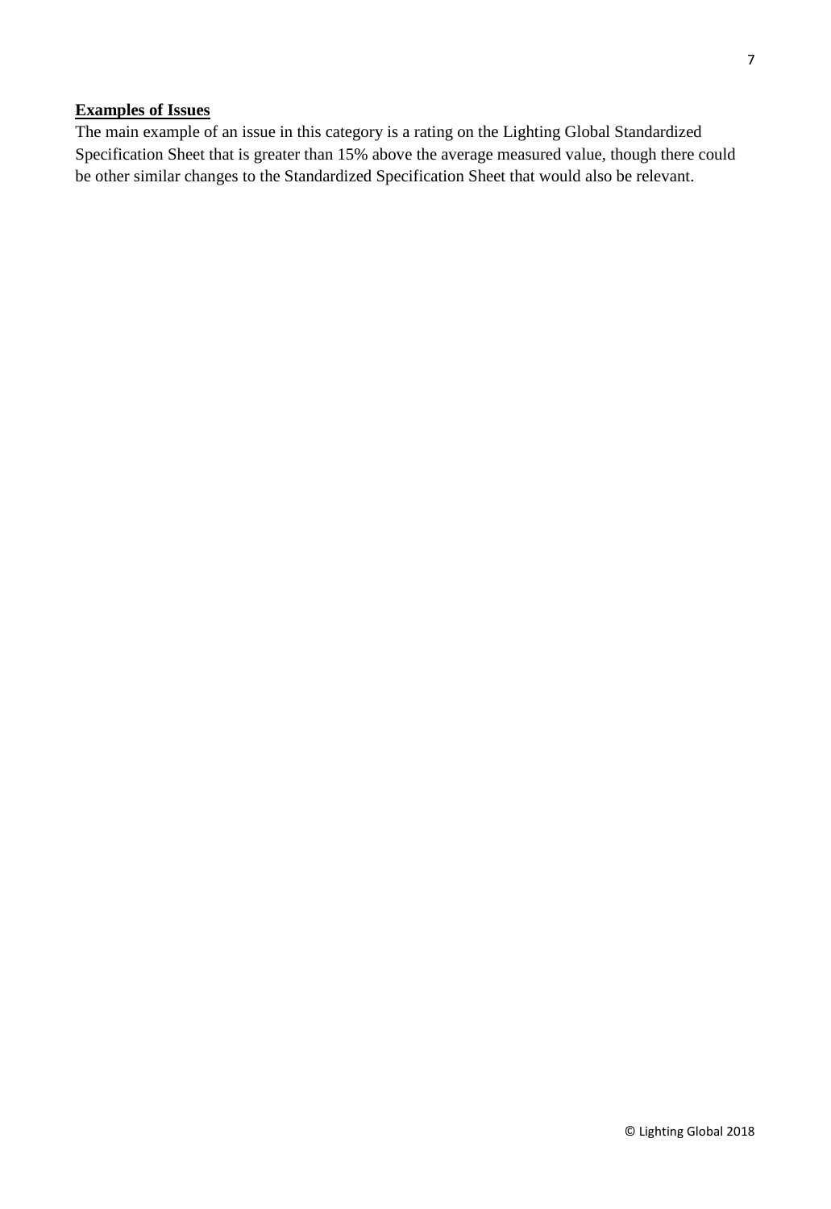**Examples of Issues**

The main example of an issue in this category is a rating on the Lighting Global Standardized Specification Sheet that is greater than 15% above the average measured value, though there could be other similar changes to the Standardized Specification Sheet that would also be relevant.